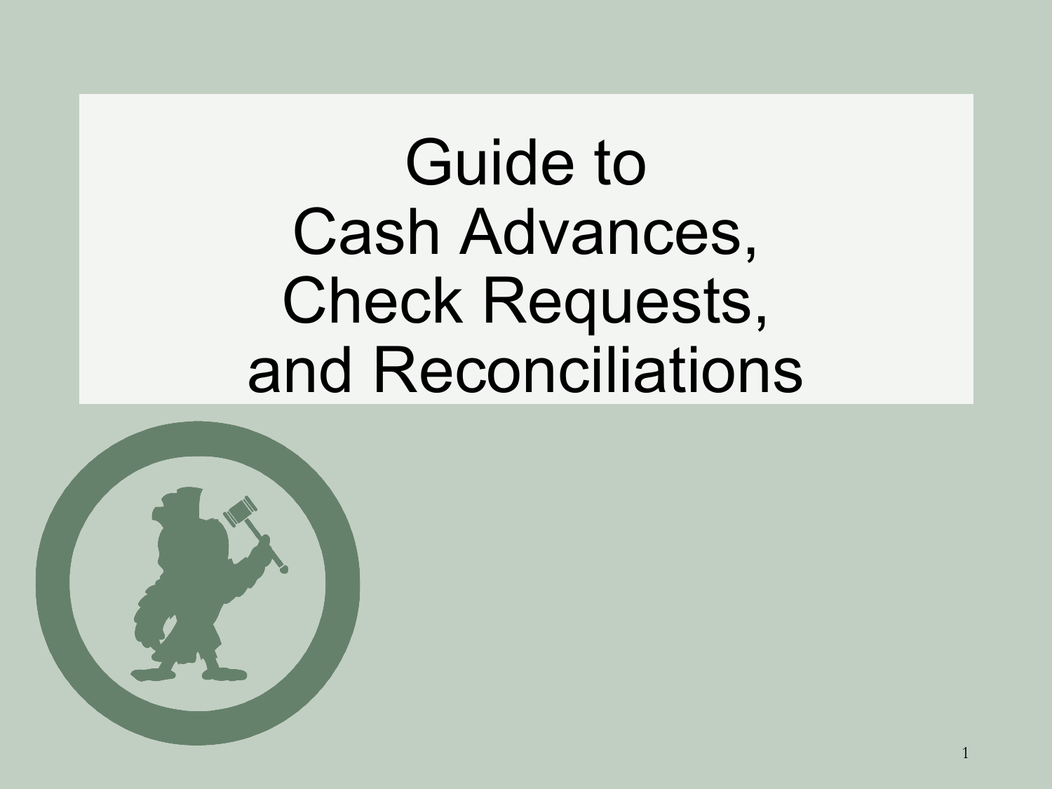# Guide to Cash Advances, Check Requests, and Reconciliations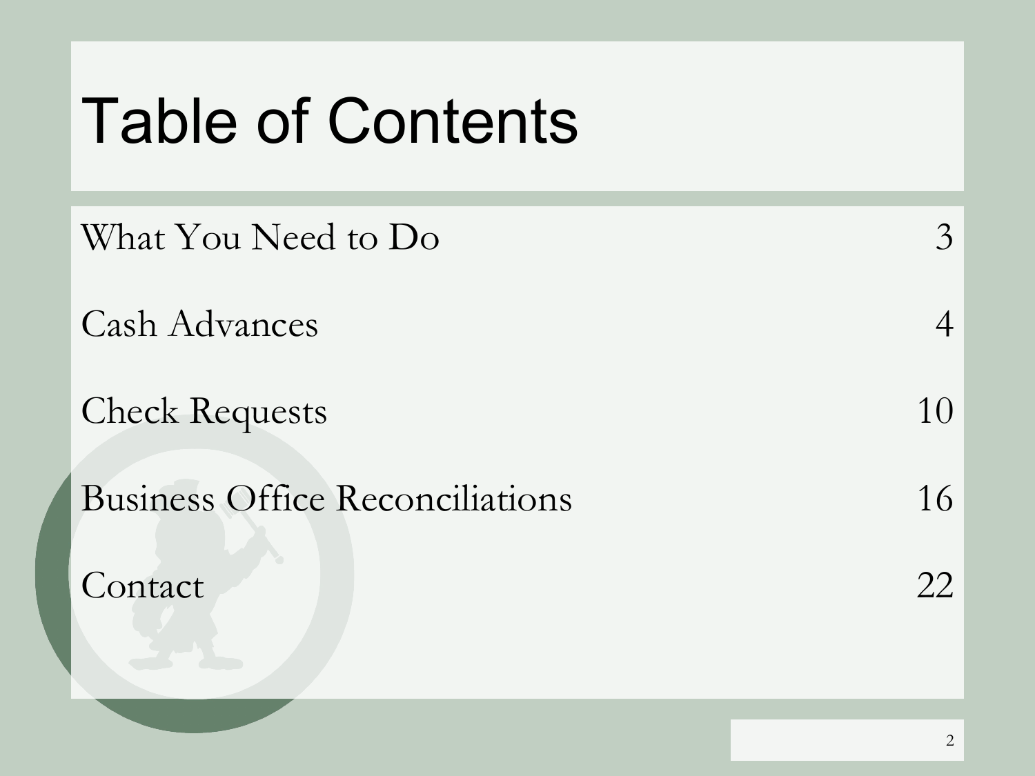# Table of Contents

| | |
|---|---|
| What You Need to Do | 3 |
| Cash Advances | 4 |
| Check Requests | 10 |
| Business Office Reconciliations | 16 |
| Contact | 22 |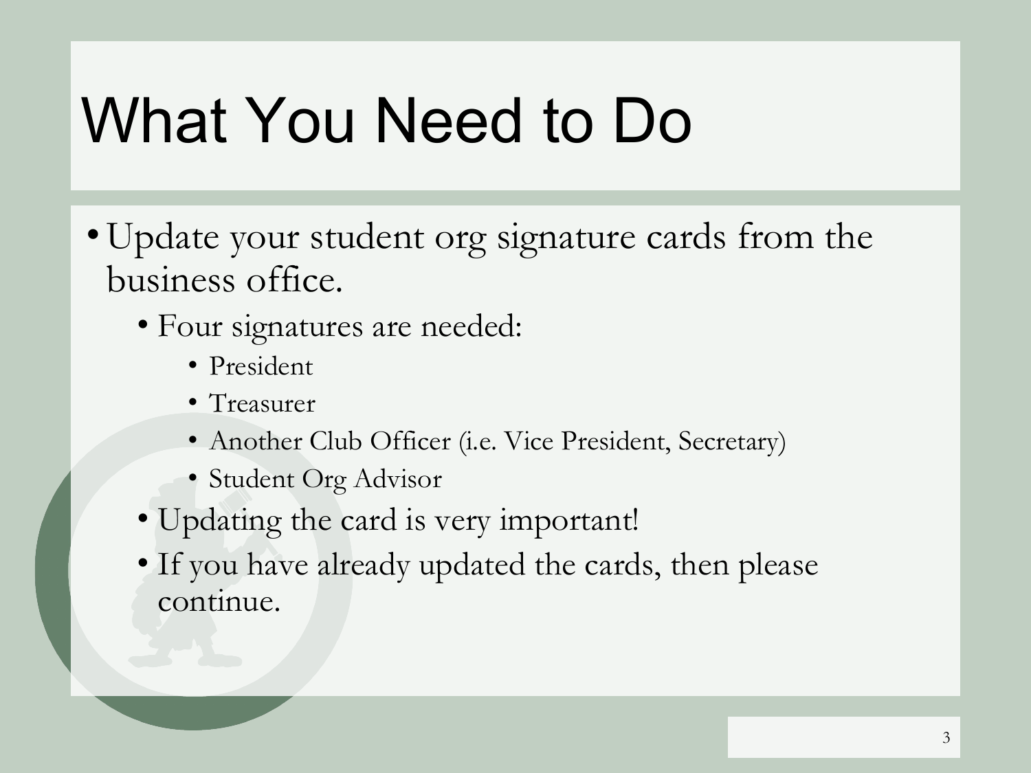# What You Need to Do

- Update your student org signature cards from the business office.
  - Four signatures are needed:
    - President
    - Treasurer
    - Another Club Officer (i.e. Vice President, Secretary)
    - Student Org Advisor
  - Updating the card is very important!
  - If you have already updated the cards, then please continue.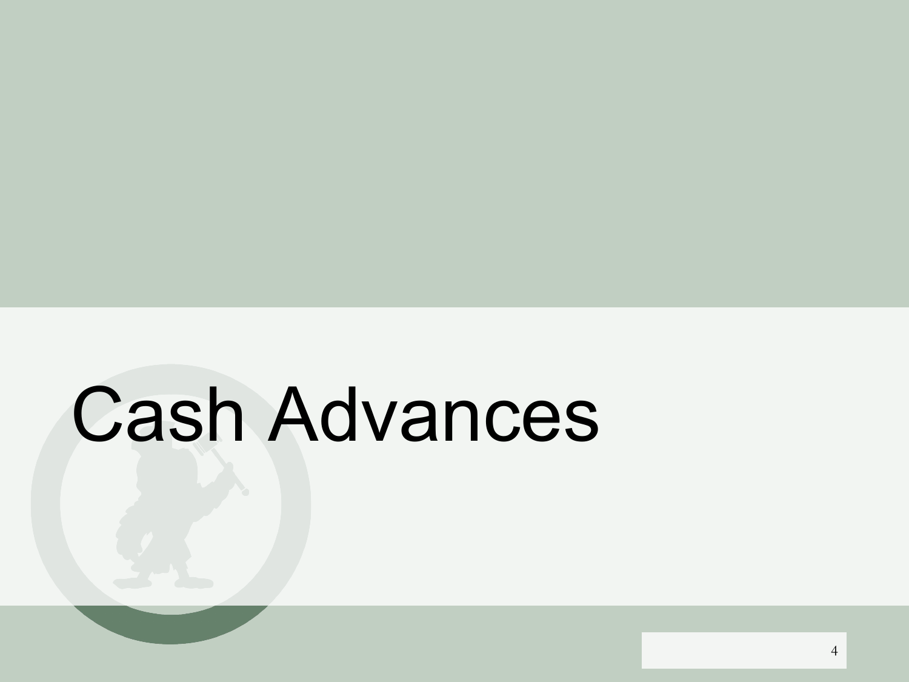# Cash Advances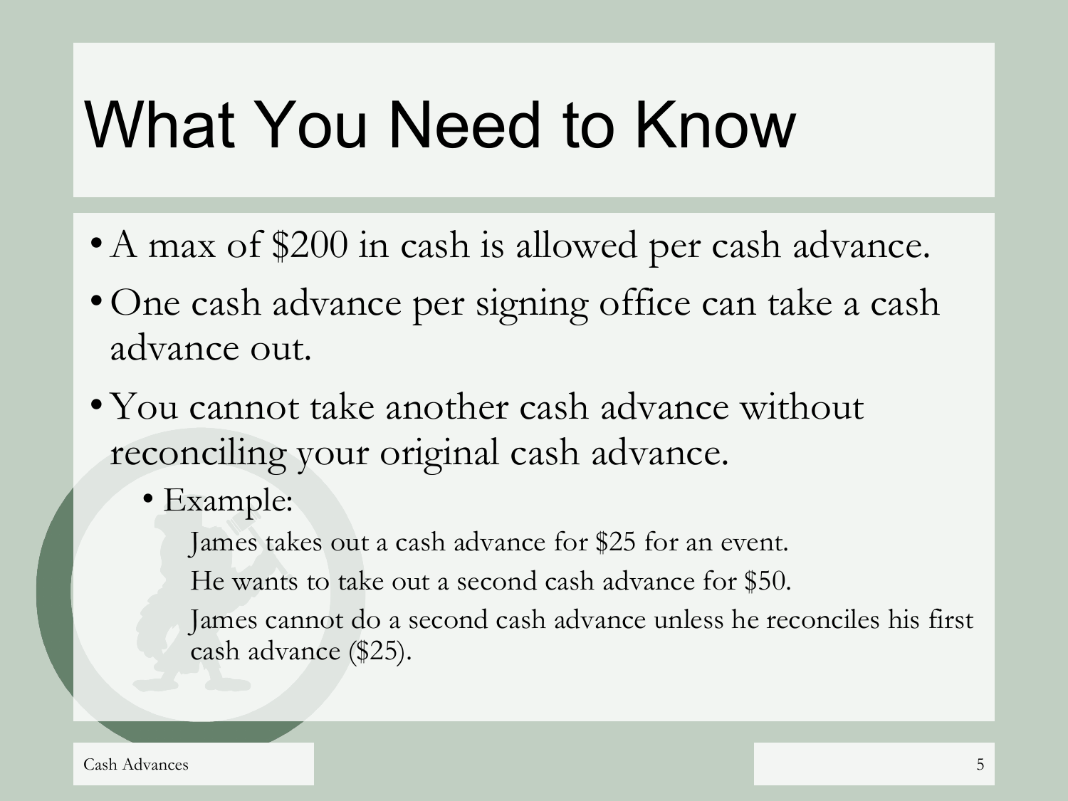# What You Need to Know

- A max of $200 in cash is allowed per cash advance.
- One cash advance per signing office can take a cash advance out.
- You cannot take another cash advance without reconciling your original cash advance.
  - Example:

    James takes out a cash advance for $25 for an event.

    He wants to take out a second cash advance for $50.

    James cannot do a second cash advance unless he reconciles his first cash advance ($25).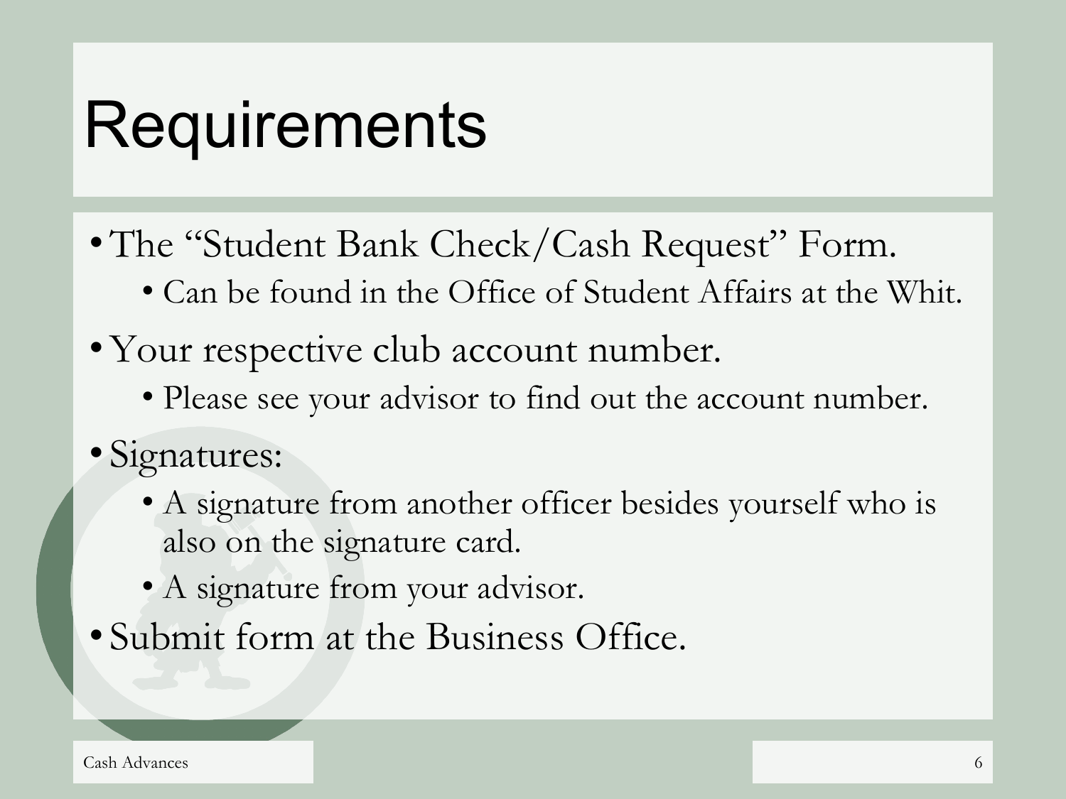# Requirements

- The "Student Bank Check/Cash Request" Form.
  - Can be found in the Office of Student Affairs at the Whit.
- Your respective club account number.
  - Please see your advisor to find out the account number.
- Signatures:
  - A signature from another officer besides yourself who is also on the signature card.
  - A signature from your advisor.
- Submit form at the Business Office.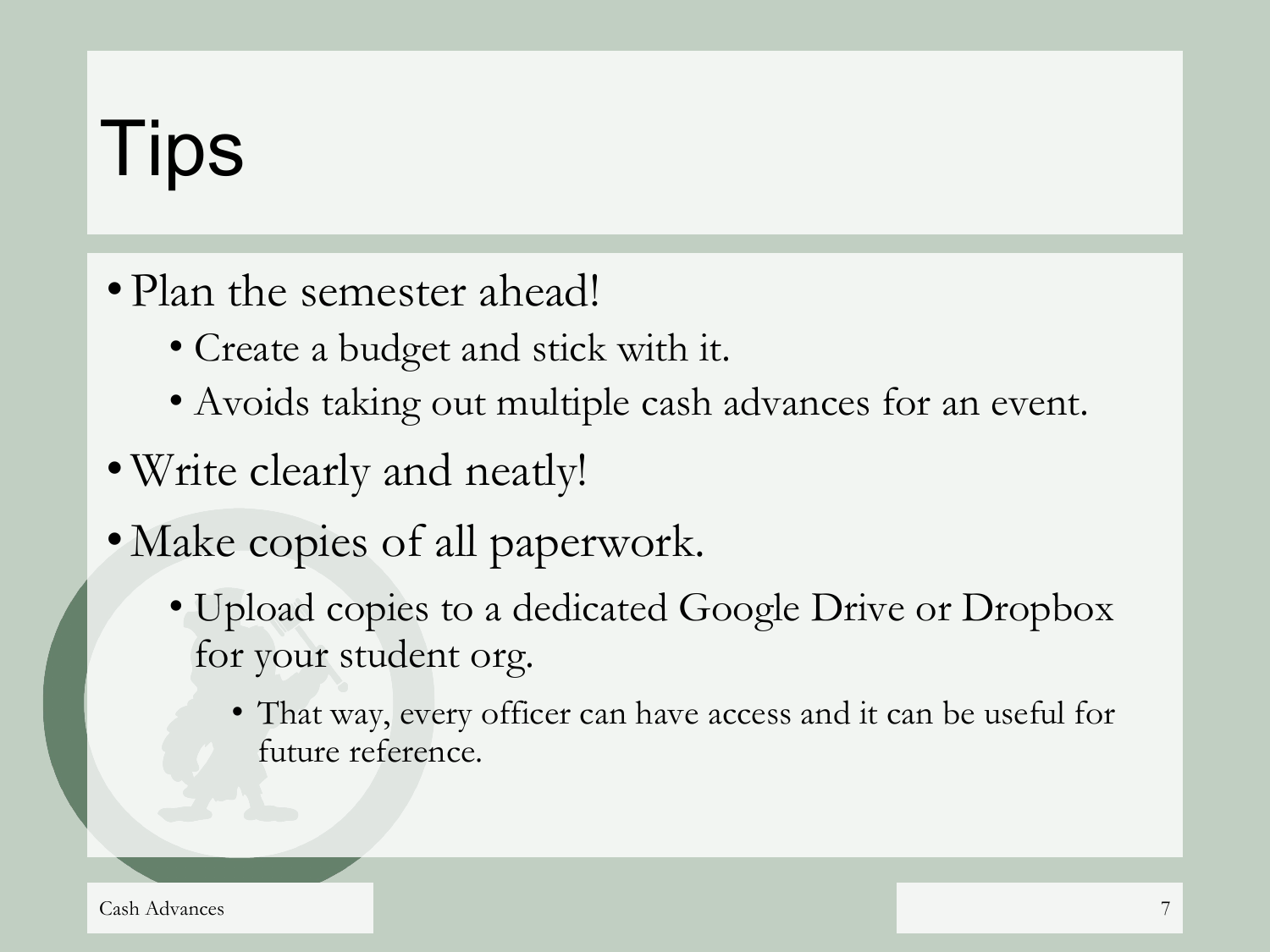# Tips

- Plan the semester ahead!
  - Create a budget and stick with it.
  - Avoids taking out multiple cash advances for an event.
- Write clearly and neatly!
- Make copies of all paperwork.
  - Upload copies to a dedicated Google Drive or Dropbox for your student org.
    - That way, every officer can have access and it can be useful for future reference.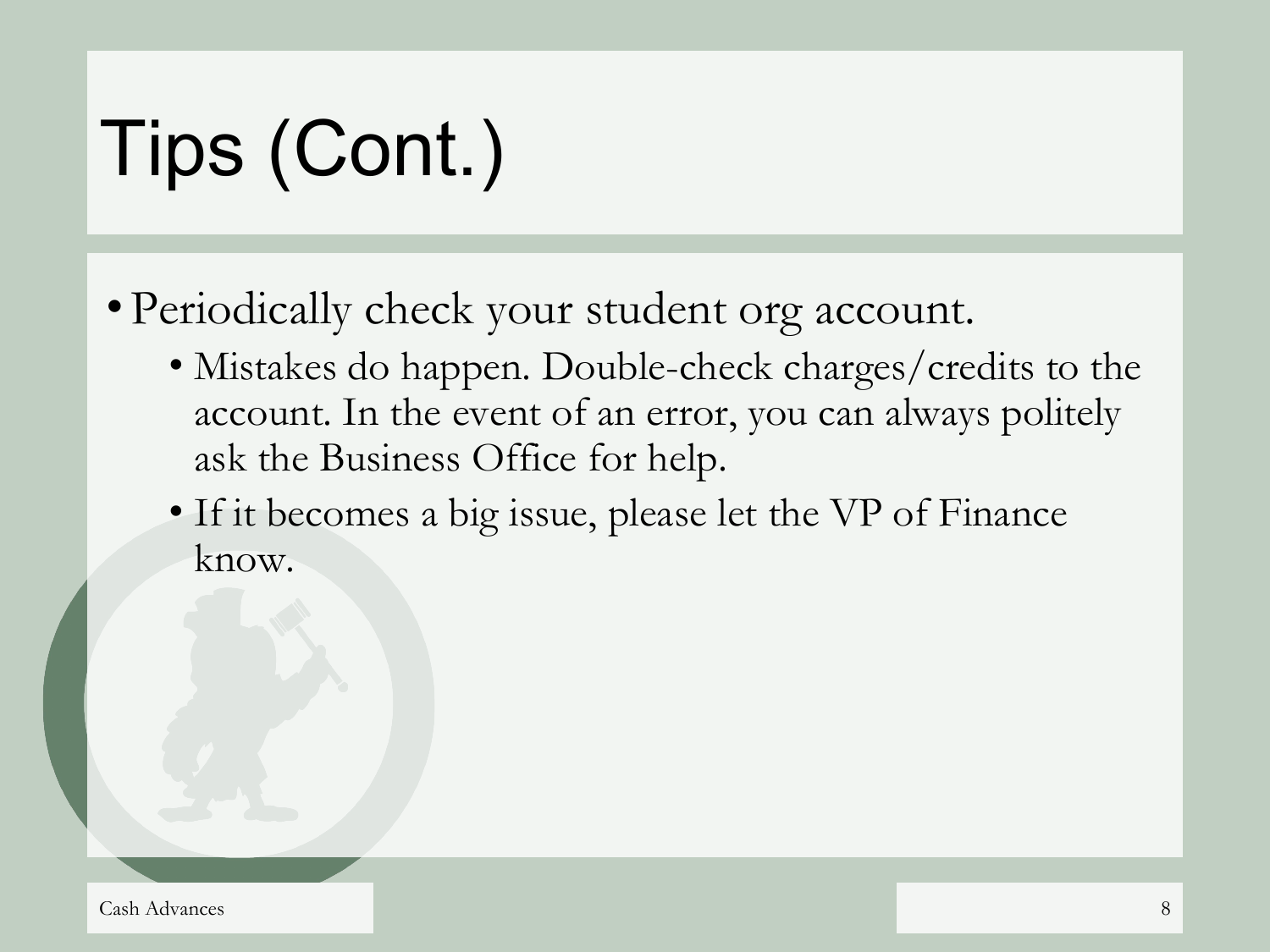# Tips (Cont.)

- Periodically check your student org account.
  - Mistakes do happen. Double-check charges/credits to the account. In the event of an error, you can always politely ask the Business Office for help.
  - If it becomes a big issue, please let the VP of Finance know.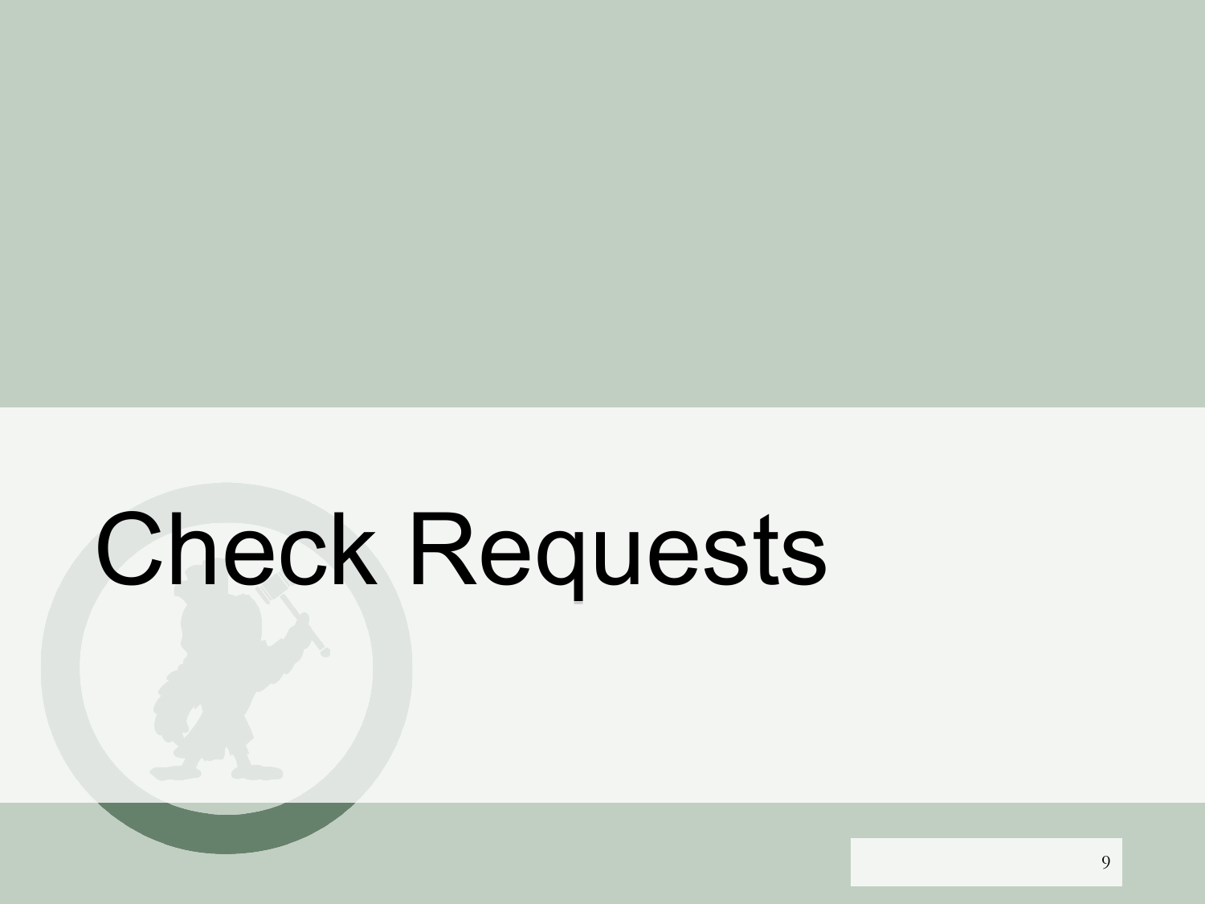# Check Requests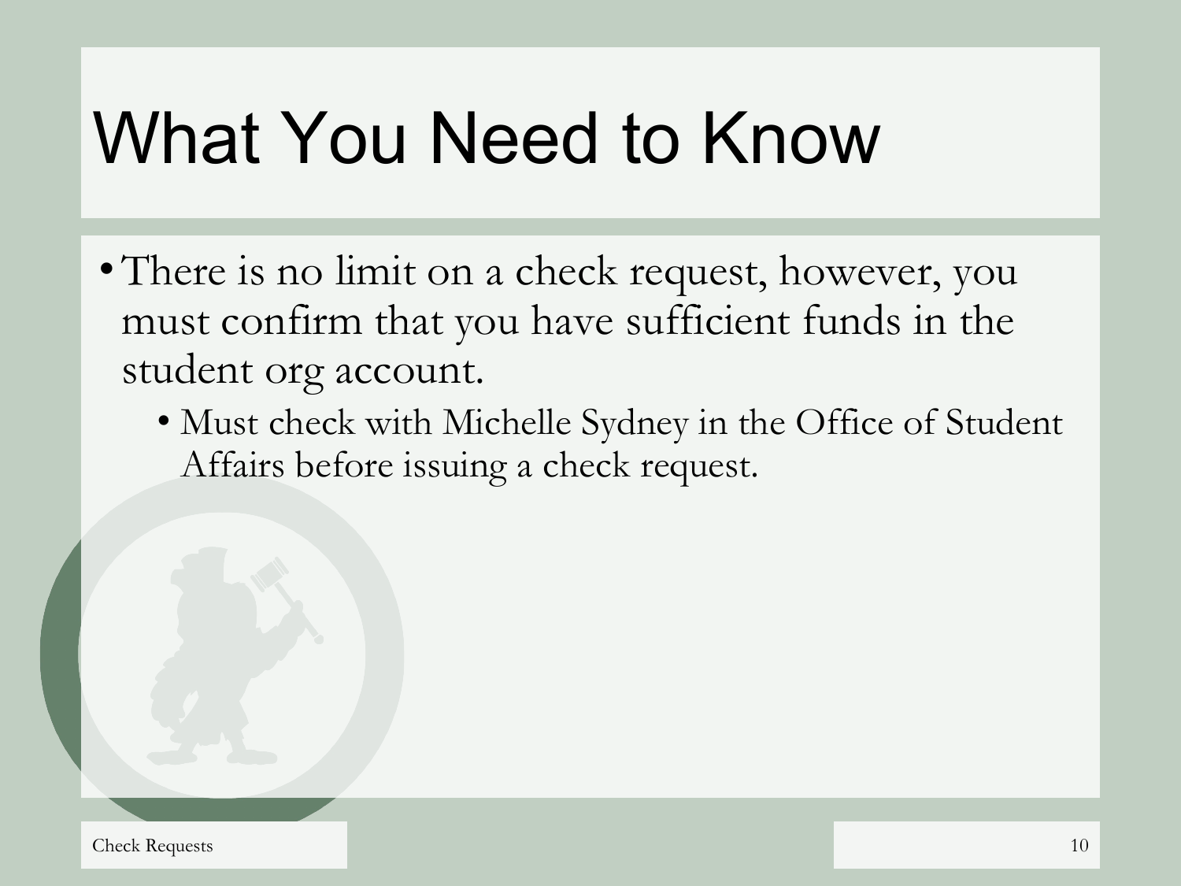# What You Need to Know

- There is no limit on a check request, however, you must confirm that you have sufficient funds in the student org account.
  - Must check with Michelle Sydney in the Office of Student Affairs before issuing a check request.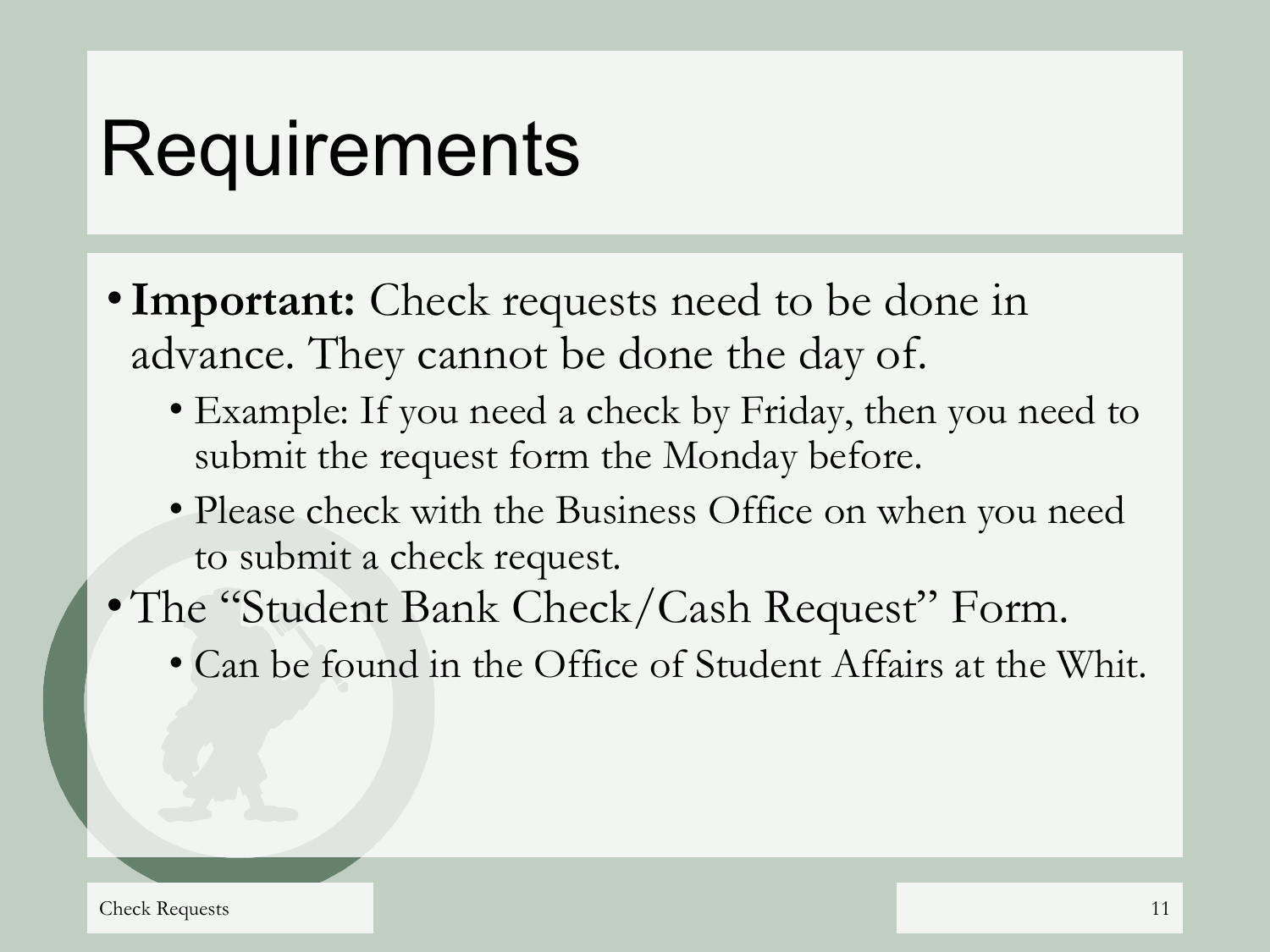# Requirements

- **Important:** Check requests need to be done in advance. They cannot be done the day of.
  - Example: If you need a check by Friday, then you need to submit the request form the Monday before.
  - Please check with the Business Office on when you need to submit a check request.
- The "Student Bank Check/Cash Request" Form.
  - Can be found in the Office of Student Affairs at the Whit.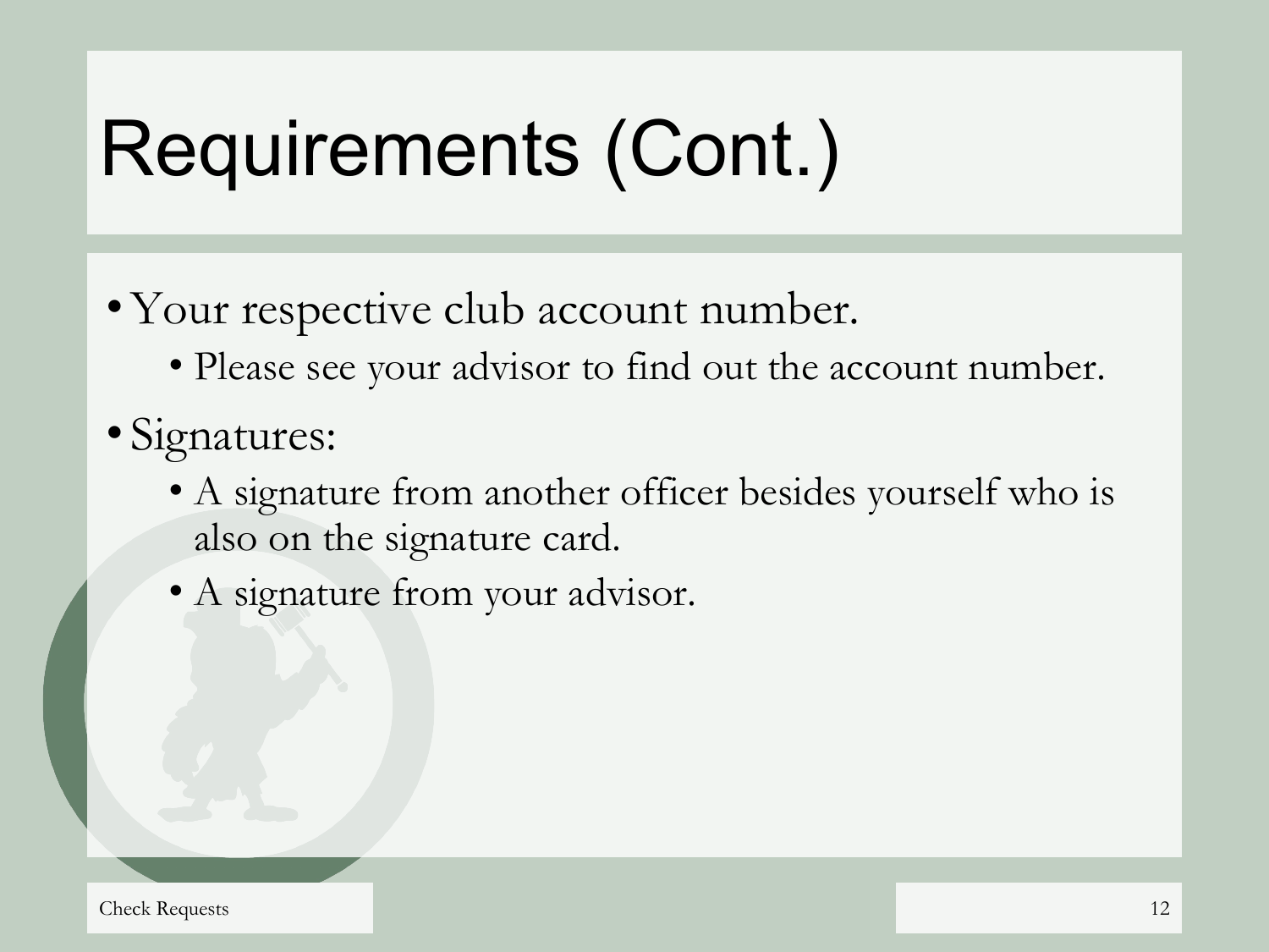# Requirements (Cont.)

- Your respective club account number.
  - Please see your advisor to find out the account number.
- Signatures:
  - A signature from another officer besides yourself who is also on the signature card.
  - A signature from your advisor.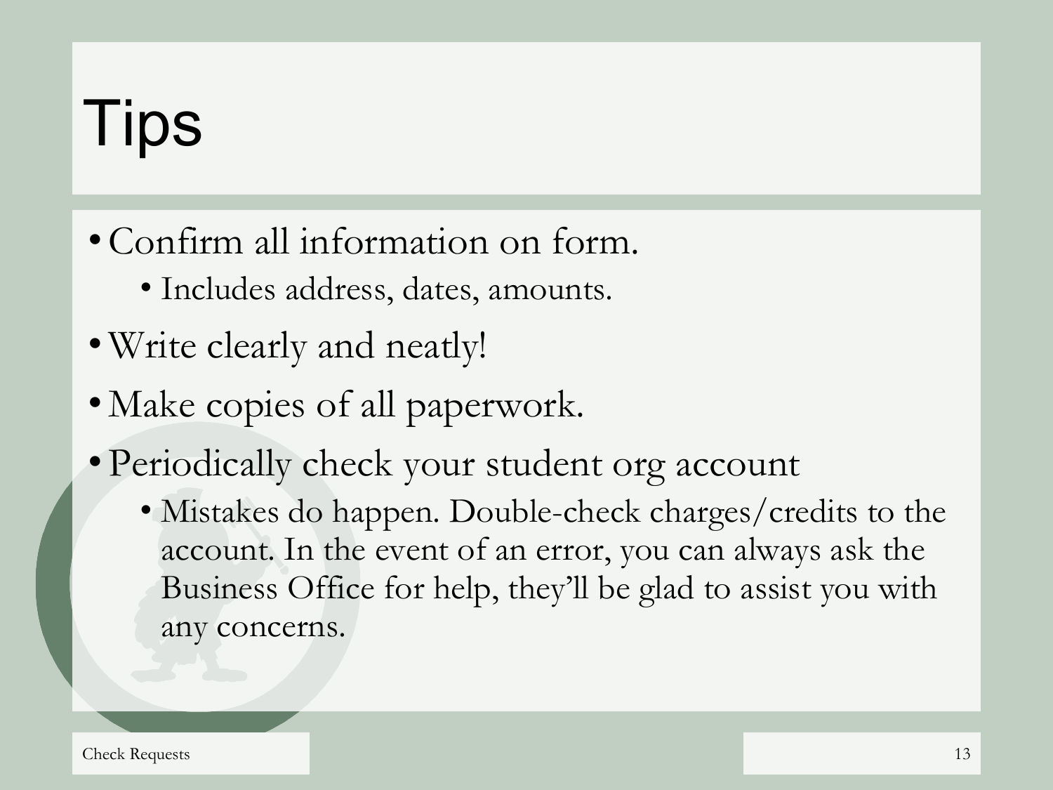# Tips

- Confirm all information on form.
  - Includes address, dates, amounts.
- Write clearly and neatly!
- Make copies of all paperwork.
- Periodically check your student org account
  - Mistakes do happen. Double-check charges/credits to the account. In the event of an error, you can always ask the Business Office for help, they'll be glad to assist you with any concerns.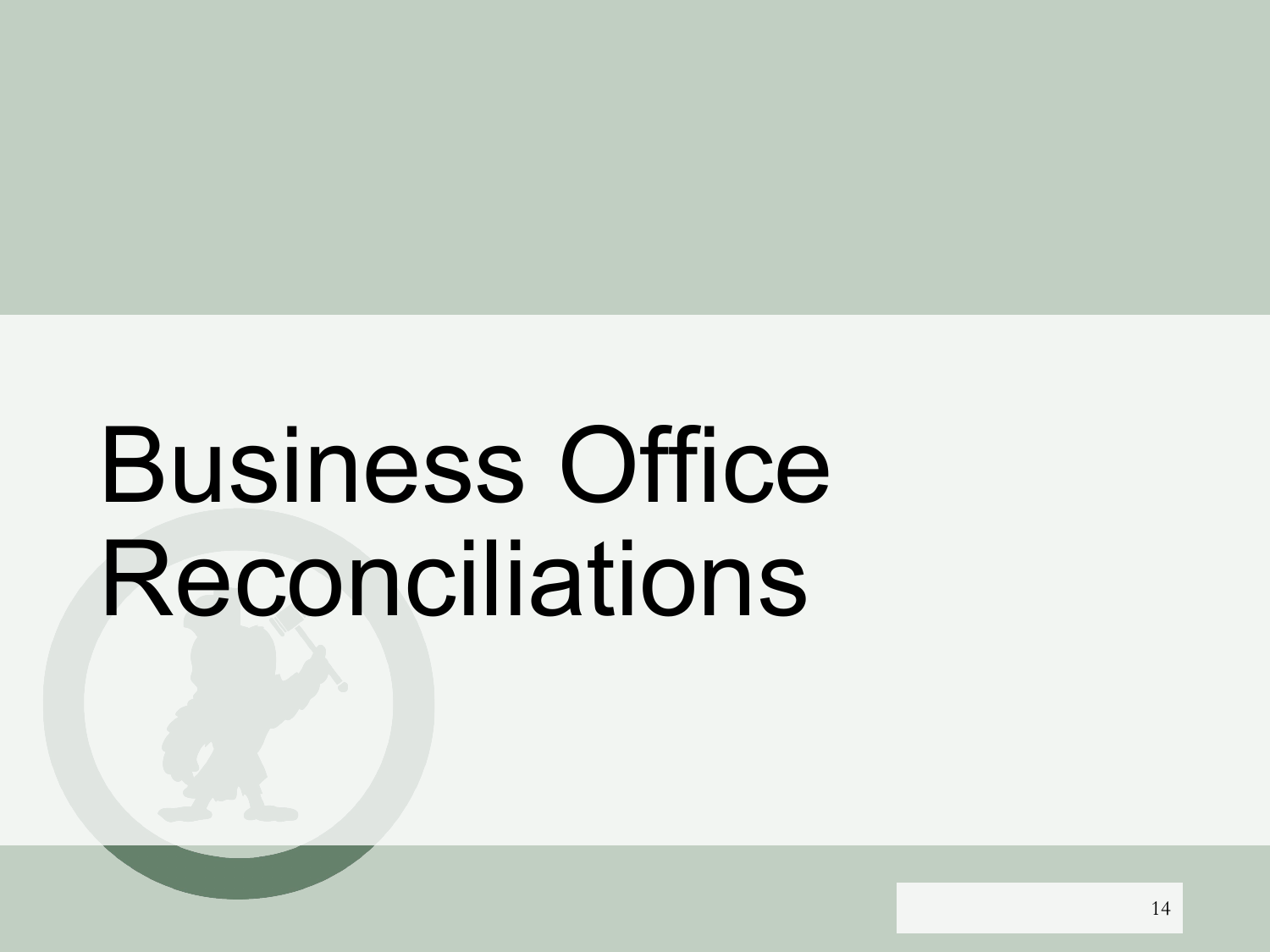# Business Office Reconciliations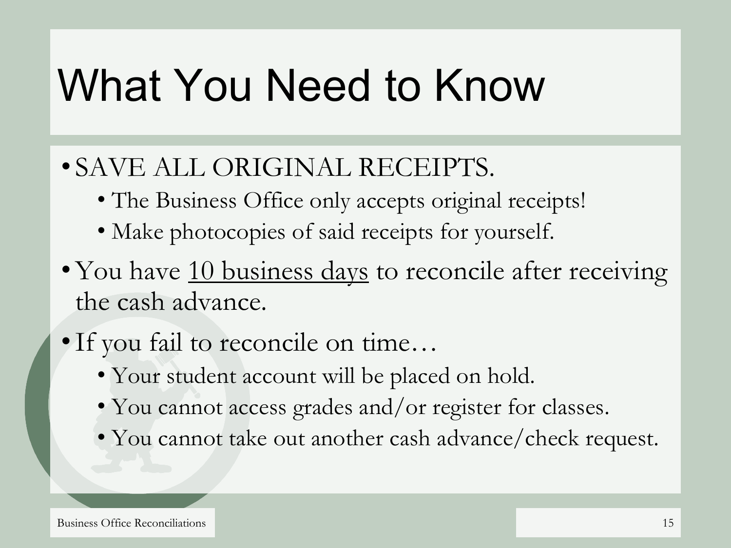# What You Need to Know

- SAVE ALL ORIGINAL RECEIPTS.
  - The Business Office only accepts original receipts!
  - Make photocopies of said receipts for yourself.
- You have <u>10 business days</u> to reconcile after receiving the cash advance.
- If you fail to reconcile on time…
  - Your student account will be placed on hold.
  - You cannot access grades and/or register for classes.
  - You cannot take out another cash advance/check request.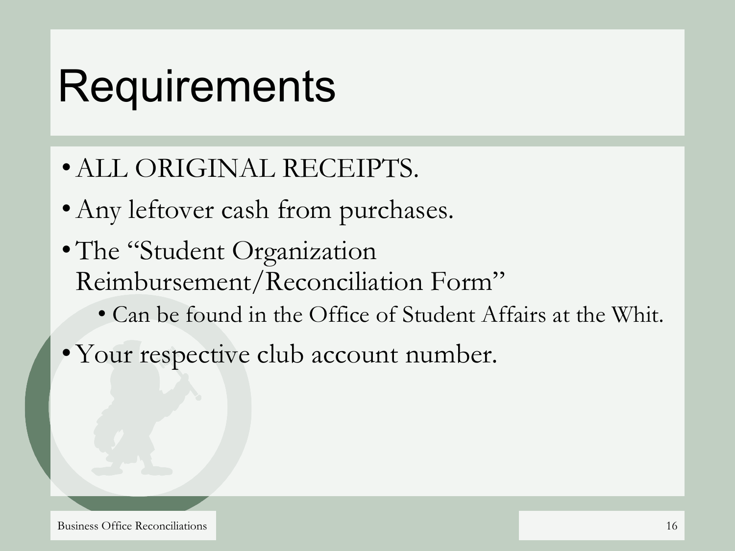# Requirements

- ALL ORIGINAL RECEIPTS.
- Any leftover cash from purchases.
- The "Student Organization Reimbursement/Reconciliation Form"
  - Can be found in the Office of Student Affairs at the Whit.
- Your respective club account number.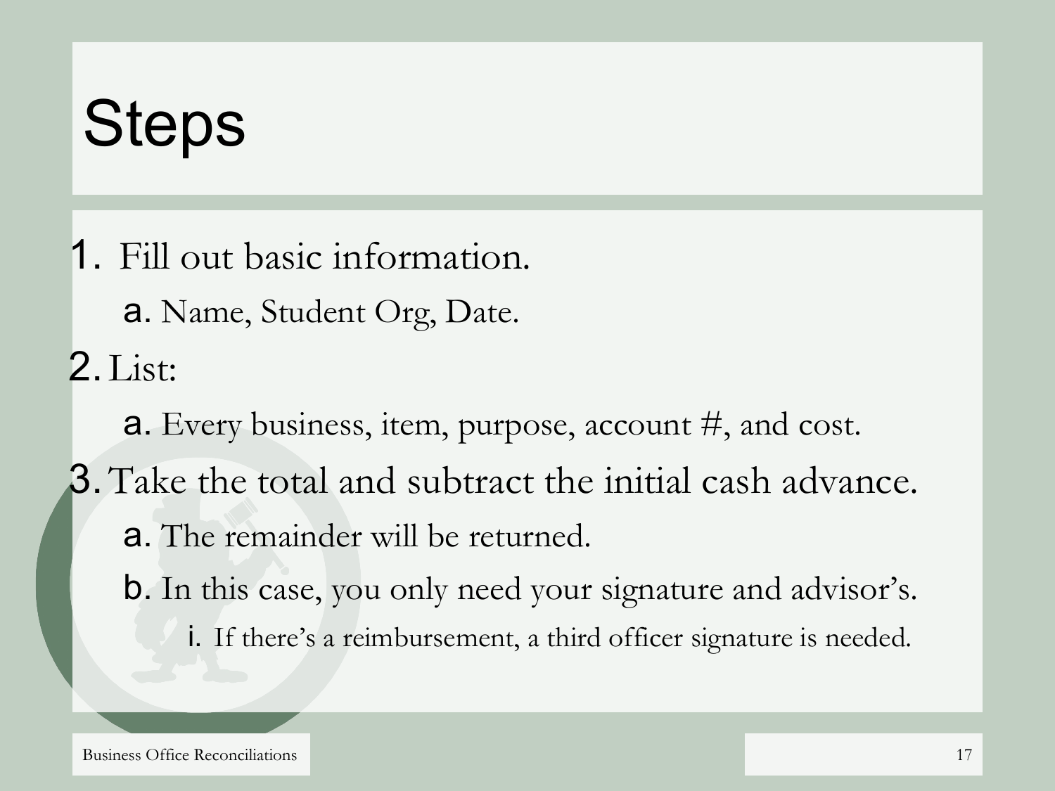# Steps

1. Fill out basic information.
   a. Name, Student Org, Date.
2. List:
   a. Every business, item, purpose, account #, and cost.
3. Take the total and subtract the initial cash advance.
   a. The remainder will be returned.
   b. In this case, you only need your signature and advisor's.
      i. If there's a reimbursement, a third officer signature is needed.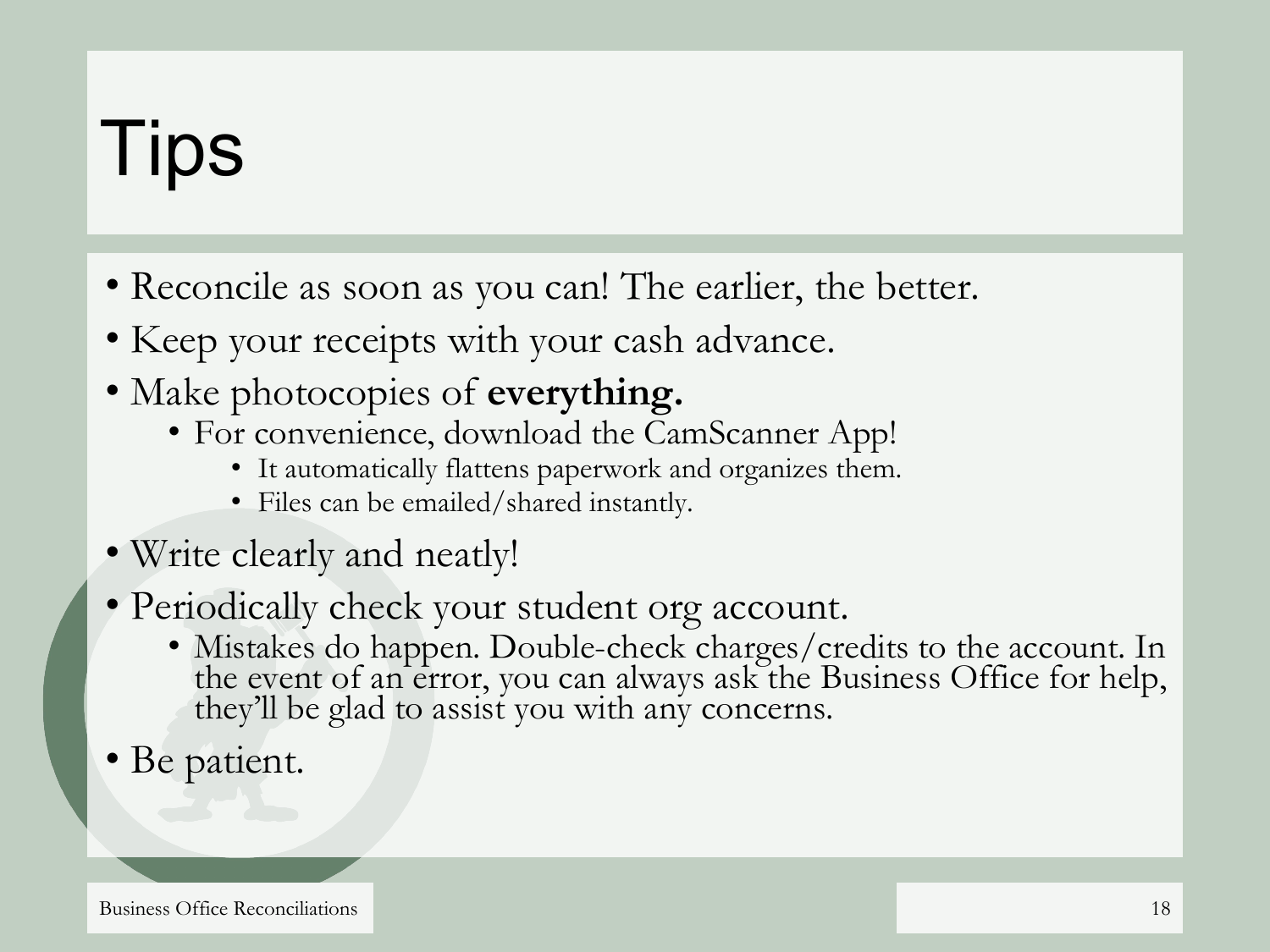# Tips

- Reconcile as soon as you can! The earlier, the better.
- Keep your receipts with your cash advance.
- Make photocopies of **everything.**
  - For convenience, download the CamScanner App!
    - It automatically flattens paperwork and organizes them.
    - Files can be emailed/shared instantly.
- Write clearly and neatly!
- Periodically check your student org account.
  - Mistakes do happen. Double-check charges/credits to the account. In the event of an error, you can always ask the Business Office for help, they'll be glad to assist you with any concerns.
- Be patient.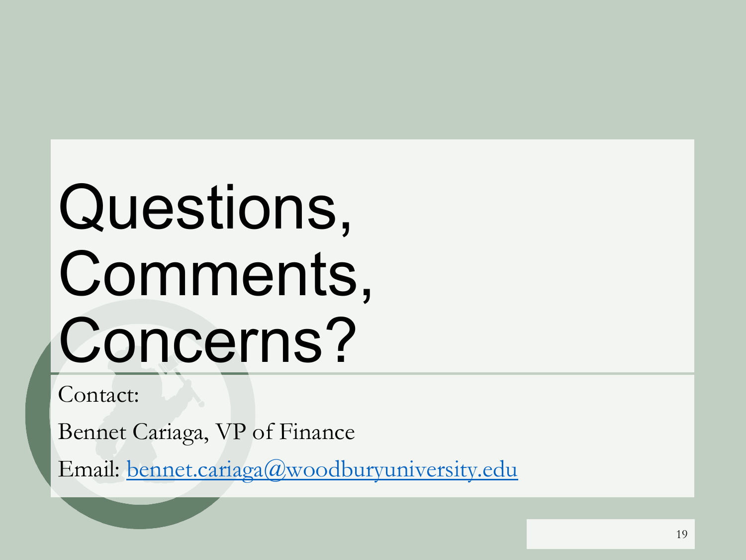# Questions, Comments, Concerns?

Contact:

Bennet Cariaga, VP of Finance

Email: bennet.cariaga@woodburyuniversity.edu